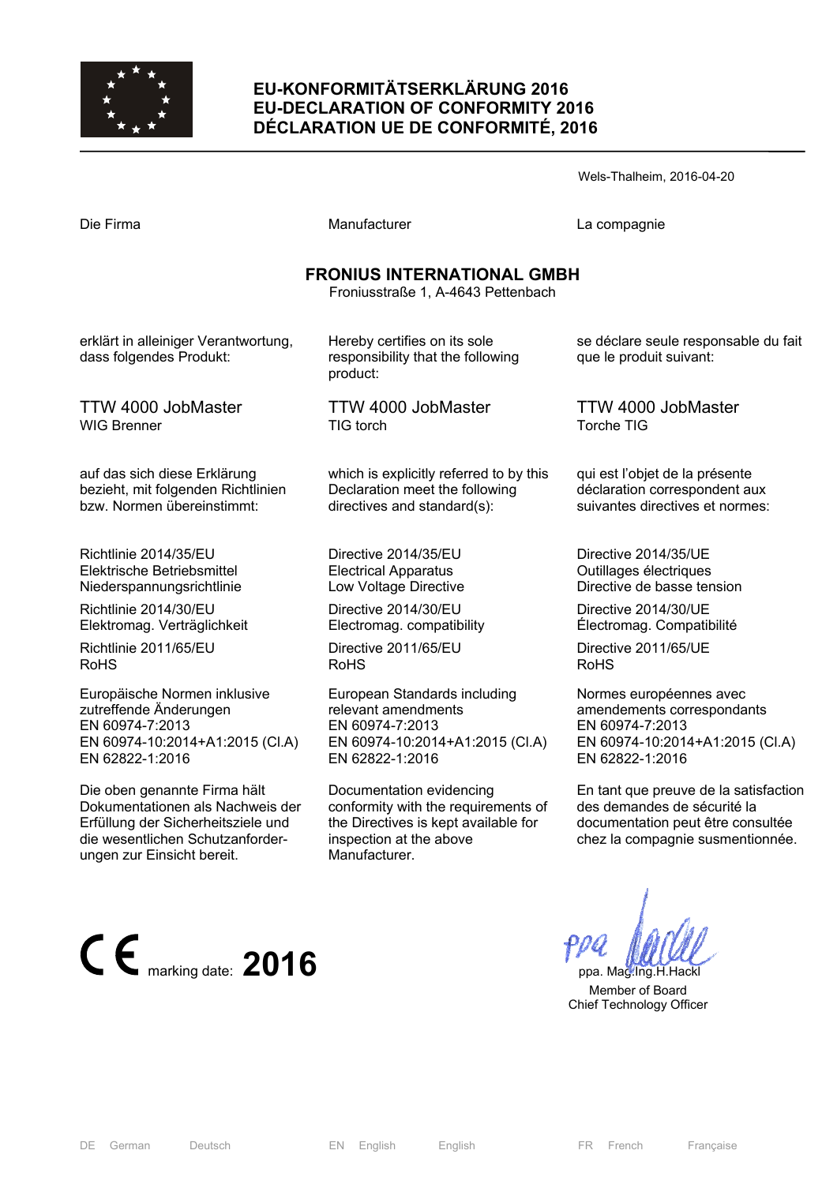# EU-KONFORMITÄTSERKLÄRUNG 2016
# EU-DECLARATION OF CONFORMITY 2016
# DÉCLARATION UE DE CONFORMITÉ, 2016

Wels-Thalheim, 2016-04-20

| Die Firma | Manufacturer | La compagnie |
|---|---|---|

**FRONIUS INTERNATIONAL GMBH**
Froniusstraße 1, A-4643 Pettenbach

| | | |
|---|---|---|
| erklärt in alleiniger Verantwortung, dass folgendes Produkt: | Hereby certifies on its sole responsibility that the following product: | se déclare seule responsable du fait que le produit suivant: |
| TTW 4000 JobMaster<br>WIG Brenner | TTW 4000 JobMaster<br>TIG torch | TTW 4000 JobMaster<br>Torche TIG |
| auf das sich diese Erklärung bezieht, mit folgenden Richtlinien bzw. Normen übereinstimmt: | which is explicitly referred to by this Declaration meet the following directives and standard(s): | qui est l'objet de la présente déclaration correspondent aux suivantes directives et normes: |
| Richtlinie 2014/35/EU<br>Elektrische Betriebsmittel<br>Niederspannungsrichtlinie | Directive 2014/35/EU<br>Electrical Apparatus<br>Low Voltage Directive | Directive 2014/35/UE<br>Outillages électriques<br>Directive de basse tension |
| Richtlinie 2014/30/EU<br>Elektromag. Verträglichkeit | Directive 2014/30/EU<br>Electromag. compatibility | Directive 2014/30/UE<br>Électromag. Compatibilité |
| Richtlinie 2011/65/EU<br>RoHS | Directive 2011/65/EU<br>RoHS | Directive 2011/65/UE<br>RoHS |
| Europäische Normen inklusive zutreffende Änderungen<br>EN 60974-7:2013<br>EN 60974-10:2014+A1:2015 (Cl.A)<br>EN 62822-1:2016 | European Standards including relevant amendments<br>EN 60974-7:2013<br>EN 60974-10:2014+A1:2015 (Cl.A)<br>EN 62822-1:2016 | Normes européennes avec amendements correspondants<br>EN 60974-7:2013<br>EN 60974-10:2014+A1:2015 (Cl.A)<br>EN 62822-1:2016 |
| Die oben genannte Firma hält Dokumentationen als Nachweis der Erfüllung der Sicherheitsziele und die wesentlichen Schutzanforderungen zur Einsicht bereit. | Documentation evidencing conformity with the requirements of the Directives is kept available for inspection at the above Manufacturer. | En tant que preuve de la satisfaction des demandes de sécurité la documentation peut être consultée chez la compagnie susmentionnée. |

CE marking date: **2016**

ppa. Mag.Ing.H.Hackl
Member of Board
Chief Technology Officer

DE German Deutsch EN English English FR French Française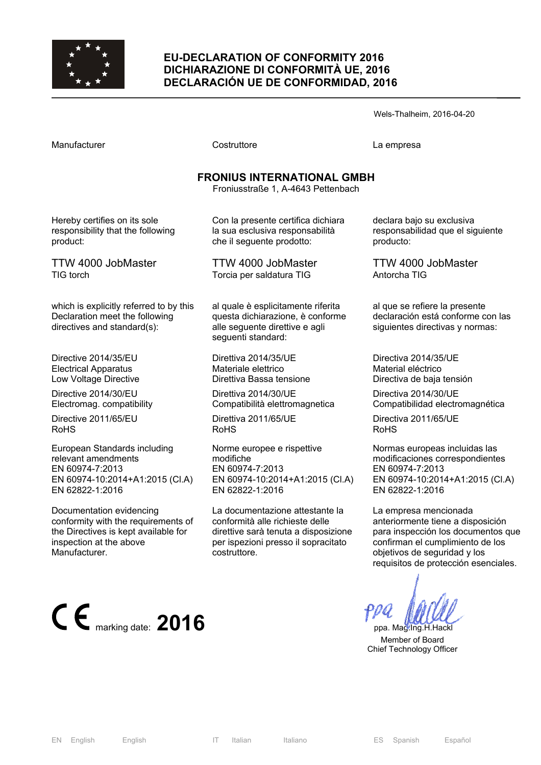# EU-DECLARATION OF CONFORMITY 2016
# DICHIARAZIONE DI CONFORMITÀ UE, 2016
# DECLARACIÓN UE DE CONFORMIDAD, 2016

Wels-Thalheim, 2016-04-20

| Manufacturer | Costruttore | La empresa |
|---|---|---|

**FRONIUS INTERNATIONAL GMBH**
Froniusstraße 1, A-4643 Pettenbach

| | | |
|---|---|---|
| Hereby certifies on its sole responsibility that the following product: | Con la presente certifica dichiara la sua esclusiva responsabilità che il seguente prodotto: | declara bajo su exclusiva responsabilidad que el siguiente producto: |
| TTW 4000 JobMaster<br>TIG torch | TTW 4000 JobMaster<br>Torcia per saldatura TIG | TTW 4000 JobMaster<br>Antorcha TIG |
| which is explicitly referred to by this Declaration meet the following directives and standard(s): | al quale è esplicitamente riferita questa dichiarazione, è conforme alle seguente direttive e agli seguenti standard: | al que se refiere la presente declaración está conforme con las siguientes directivas y normas: |
| Directive 2014/35/EU<br>Electrical Apparatus<br>Low Voltage Directive | Direttiva 2014/35/UE<br>Materiale elettrico<br>Direttiva Bassa tensione | Directiva 2014/35/UE<br>Material eléctrico<br>Directiva de baja tensión |
| Directive 2014/30/EU<br>Electromag. compatibility | Direttiva 2014/30/UE<br>Compatibilità elettromagnetica | Directiva 2014/30/UE<br>Compatibilidad electromagnética |
| Directive 2011/65/EU<br>RoHS | Direttiva 2011/65/UE<br>RoHS | Directiva 2011/65/UE<br>RoHS |
| European Standards including relevant amendments<br>EN 60974-7:2013<br>EN 60974-10:2014+A1:2015 (Cl.A)<br>EN 62822-1:2016 | Norme europee e rispettive modifiche<br>EN 60974-7:2013<br>EN 60974-10:2014+A1:2015 (Cl.A)<br>EN 62822-1:2016 | Normas europeas incluidas las modificaciones correspondientes<br>EN 60974-7:2013<br>EN 60974-10:2014+A1:2015 (Cl.A)<br>EN 62822-1:2016 |
| Documentation evidencing conformity with the requirements of the Directives is kept available for inspection at the above Manufacturer. | La documentazione attestante la conformità alle richieste delle direttive sarà tenuta a disposizione per ispezioni presso il sopracitato costruttore. | La empresa mencionada anteriormente tiene a disposición para inspección los documentos que confirman el cumplimiento de los objetivos de seguridad y los requisitos de protección esenciales. |

CE marking date: **2016**

ppa. Mag.Ing.H.Hackl
Member of Board
Chief Technology Officer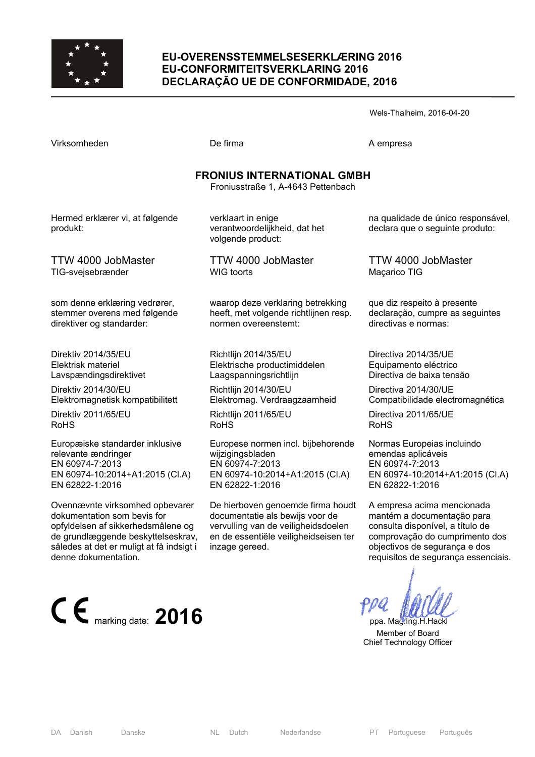# EU-OVERENSSTEMMELSESERKLÆRING 2016
# EU-CONFORMITEITSVERKLARING 2016
# DECLARAÇÃO UE DE CONFORMIDADE, 2016

Wels-Thalheim, 2016-04-20

| Virksomheden | De firma | A empresa |
|---|---|---|

**FRONIUS INTERNATIONAL GMBH**
Froniusstraße 1, A-4643 Pettenbach

| | | |
|---|---|---|
| Hermed erklærer vi, at følgende produkt: | verklaart in enige verantwoordelijkheid, dat het volgende product: | na qualidade de único responsável, declara que o seguinte produto: |
| TTW 4000 JobMaster<br>TIG-svejsebrænder | TTW 4000 JobMaster<br>WIG toorts | TTW 4000 JobMaster<br>Maçarico TIG |
| som denne erklæring vedrører, stemmer overens med følgende direktiver og standarder: | waarop deze verklaring betrekking heeft, met volgende richtlijnen resp. normen overeenstemt: | que diz respeito à presente declaração, cumpre as seguintes directivas e normas: |
| Direktiv 2014/35/EU<br>Elektrisk materiel<br>Lavspændingsdirektivet | Richtlijn 2014/35/EU<br>Elektrische productimiddelen<br>Laagspanningsrichtlijn | Directiva 2014/35/UE<br>Equipamento eléctrico<br>Directiva de baixa tensão |
| Direktiv 2014/30/EU<br>Elektromagnetisk kompatibilitett | Richtlijn 2014/30/EU<br>Elektromag. Verdraagzaamheid | Directiva 2014/30/UE<br>Compatibilidade electromagnética |
| Direktiv 2011/65/EU<br>RoHS | Richtlijn 2011/65/EU<br>RoHS | Directiva 2011/65/UE<br>RoHS |
| Europæiske standarder inklusive relevante ændringer<br>EN 60974-7:2013<br>EN 60974-10:2014+A1:2015 (Cl.A)<br>EN 62822-1:2016 | Europese normen incl. bijbehorende wijzigingsbladen<br>EN 60974-7:2013<br>EN 60974-10:2014+A1:2015 (Cl.A)<br>EN 62822-1:2016 | Normas Europeias incluindo emendas aplicáveis<br>EN 60974-7:2013<br>EN 60974-10:2014+A1:2015 (Cl.A)<br>EN 62822-1:2016 |
| Ovennævnte virksomhed opbevarer dokumentation som bevis for opfyldelsen af sikkerhedsmålene og de grundlæggende beskyttelseskrav, således at det er muligt at få indsigt i denne dokumentation. | De hierboven genoemde firma houdt documentatie als bewijs voor de vervulling van de veiligheidsdoelen en de essentiële veiligheidseisen ter inzage gereed. | A empresa acima mencionada mantém a documentação para consulta disponível, a título de comprovação do cumprimento dos objectivos de segurança e dos requisitos de segurança essenciais. |

CE marking date: **2016**

ppa. Mag.Ing.H.Hackl
Member of Board
Chief Technology Officer

DA Danish Danske NL Dutch Nederlandse PT Portuguese Português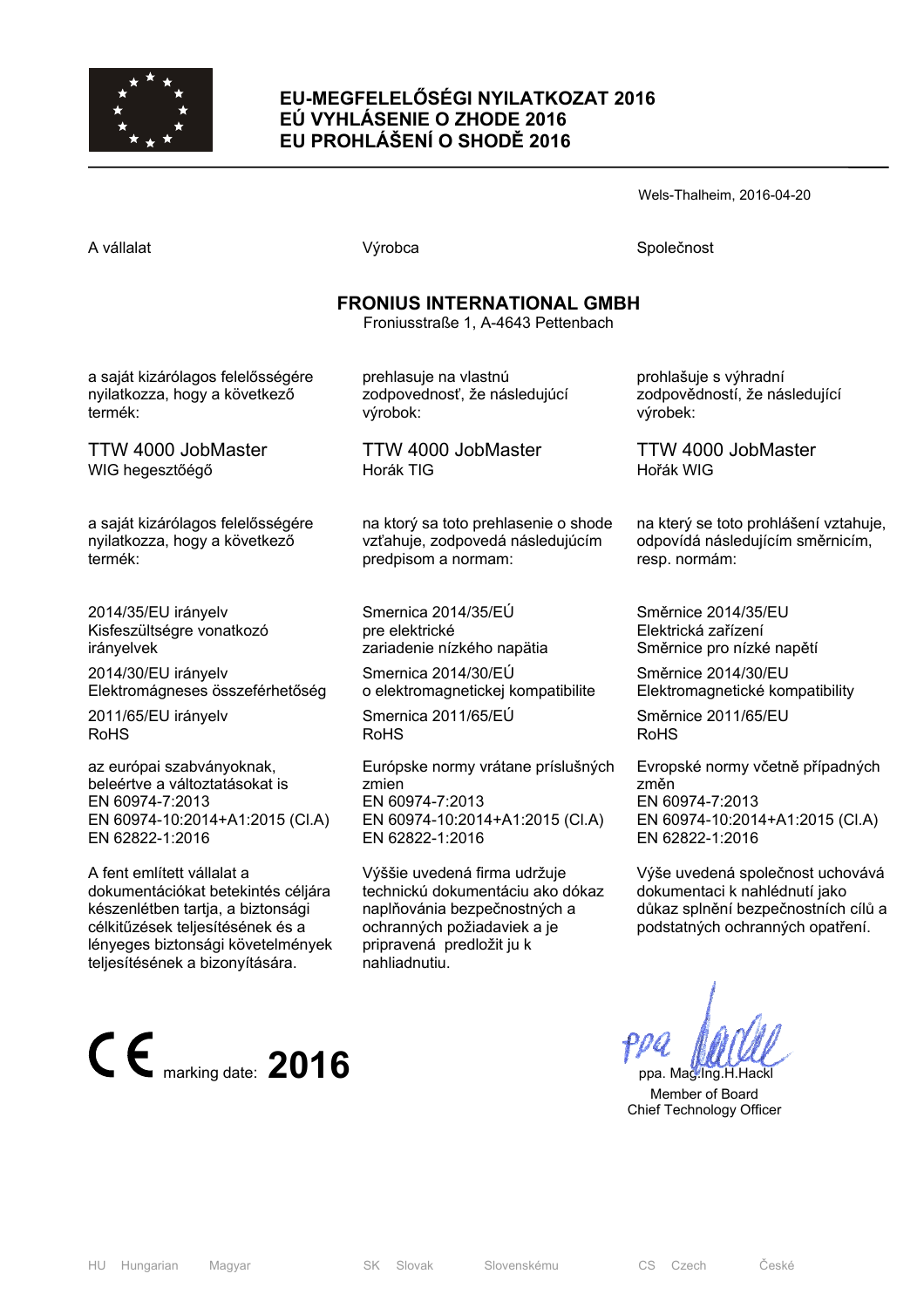# EU-MEGFELELŐSÉGI NYILATKOZAT 2016
# EÚ VYHLÁSENIE O ZHODE 2016
# EU PROHLÁŠENÍ O SHODĚ 2016

Wels-Thalheim, 2016-04-20

| A vállalat | Výrobca | Společnost |
|---|---|---|

**FRONIUS INTERNATIONAL GMBH**
Froniusstraße 1, A-4643 Pettenbach

| HU | SK | CS |
|---|---|---|
| a saját kizárólagos felelősségére nyilatkozza, hogy a következő termék: | prehlasuje na vlastnú zodpovednosť, že následujúci výrobok: | prohlašuje s výhradní zodpovědností, že následující výrobek: |
| TTW 4000 JobMaster<br>WIG hegesztőégő | TTW 4000 JobMaster<br>Horák TIG | TTW 4000 JobMaster<br>Hořák WIG |
| a saját kizárólagos felelősségére nyilatkozza, hogy a következő termék: | na ktorý sa toto prehlasenie o shode vzťahuje, zodpovedá následujúcím predpisom a normam: | na který se toto prohlášení vztahuje, odpovídá následujícím směrnicím, resp. normám: |
| 2014/35/EU irányelv<br>Kisfeszültségre vonatkozó irányelvek | Smernica 2014/35/EÚ<br>pre elektrické zariadenie nízkého napätia | Směrnice 2014/35/EU<br>Elektrická zařízení<br>Směrnice pro nízké napětí |
| 2014/30/EU irányelv<br>Elektromágneses összeférhetőség | Smernica 2014/30/EÚ<br>o elektromagnetickej kompatibilite | Směrnice 2014/30/EU<br>Elektromagnetické kompatibility |
| 2011/65/EU irányelv<br>RoHS | Smernica 2011/65/EÚ<br>RoHS | Směrnice 2011/65/EU<br>RoHS |
| az európai szabványoknak, beleértve a változtatásokat is<br>EN 60974-7:2013<br>EN 60974-10:2014+A1:2015 (Cl.A)<br>EN 62822-1:2016 | Európske normy vrátane príslušných zmien<br>EN 60974-7:2013<br>EN 60974-10:2014+A1:2015 (Cl.A)<br>EN 62822-1:2016 | Evropské normy včetně případných změn<br>EN 60974-7:2013<br>EN 60974-10:2014+A1:2015 (Cl.A)<br>EN 62822-1:2016 |
| A fent említett vállalat a dokumentációkat betekintés céljára készenlétben tartja, a biztonsági célkitűzések teljesítésének és a lényeges biztonsági követelmények teljesítésének a bizonyítására. | Výššie uvedená firma udržuje technickú dokumentáciu ako dókaz naplňovánia bezpečnostných a ochranných požiadaviek a je pripravená predložit ju k nahliadnutiu. | Výše uvedená společnost uchovává dokumentaci k nahlédnutí jako důkaz splnění bezpečnostních cílů a podstatných ochranných opatření. |

CE marking date: **2016**

ppa. Mag.Ing.H.Hackl
Member of Board
Chief Technology Officer

HU Hungarian Magyar — SK Slovak Slovenskému — CS Czech České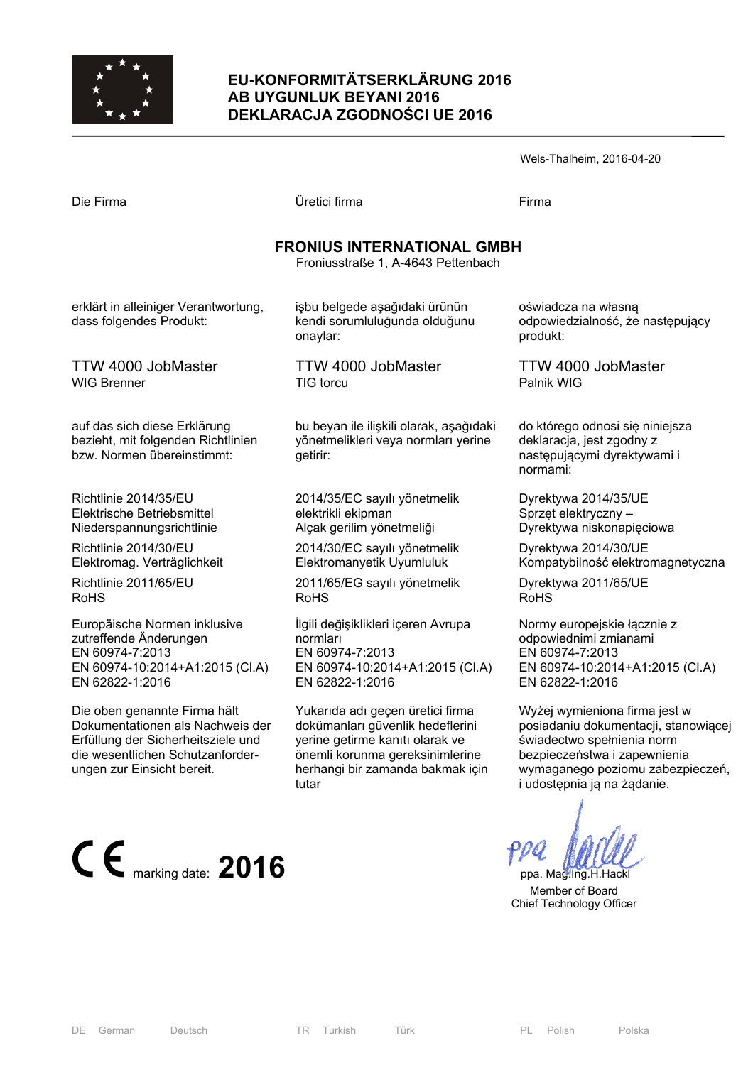# EU-KONFORMITÄTSERKLÄRUNG 2016
# AB UYGUNLUK BEYANI 2016
# DEKLARACJA ZGODNOŚCI UE 2016

Wels-Thalheim, 2016-04-20

| Die Firma | Üretici firma | Firma |
|---|---|---|

**FRONIUS INTERNATIONAL GMBH**
Froniusstraße 1, A-4643 Pettenbach

| | | |
|---|---|---|
| erklärt in alleiniger Verantwortung, dass folgendes Produkt: | işbu belgede aşağıdaki ürünün kendi sorumluluğunda olduğunu onaylar: | oświadcza na własną odpowiedzialność, że następujący produkt: |
| TTW 4000 JobMaster<br>WIG Brenner | TTW 4000 JobMaster<br>TIG torcu | TTW 4000 JobMaster<br>Palnik WIG |
| auf das sich diese Erklärung bezieht, mit folgenden Richtlinien bzw. Normen übereinstimmt: | bu beyan ile ilişkili olarak, aşağıdaki yönetmelikleri veya normları yerine getirir: | do którego odnosi się niniejsza deklaracja, jest zgodny z następującymi dyrektywami i normami: |
| Richtlinie 2014/35/EU<br>Elektrische Betriebsmittel Niederspannungsrichtlinie | 2014/35/EC sayılı yönetmelik elektrikli ekipman<br>Alçak gerilim yönetmeliği | Dyrektywa 2014/35/UE<br>Sprzęt elektryczny –<br>Dyrektywa niskonapięciowa |
| Richtlinie 2014/30/EU<br>Elektromag. Verträglichkeit | 2014/30/EC sayılı yönetmelik<br>Elektromanyetik Uyumluluk | Dyrektywa 2014/30/UE<br>Kompatybilność elektromagnetyczna |
| Richtlinie 2011/65/EU<br>RoHS | 2011/65/EG sayılı yönetmelik<br>RoHS | Dyrektywa 2011/65/UE<br>RoHS |
| Europäische Normen inklusive zutreffende Änderungen<br>EN 60974-7:2013<br>EN 60974-10:2014+A1:2015 (Cl.A)<br>EN 62822-1:2016 | İlgili değişiklikleri içeren Avrupa normları<br>EN 60974-7:2013<br>EN 60974-10:2014+A1:2015 (Cl.A)<br>EN 62822-1:2016 | Normy europejskie łącznie z odpowiednimi zmianami<br>EN 60974-7:2013<br>EN 60974-10:2014+A1:2015 (Cl.A)<br>EN 62822-1:2016 |
| Die oben genannte Firma hält Dokumentationen als Nachweis der Erfüllung der Sicherheitsziele und die wesentlichen Schutzanforderungen zur Einsicht bereit. | Yukarıda adı geçen üretici firma dokümanları güvenlik hedeflerini yerine getirme kanıtı olarak ve önemli korunma gereksinimlerine herhangi bir zamanda bakmak için tutar | Wyżej wymieniona firma jest w posiadaniu dokumentacji, stanowiącej świadectwo spełnienia norm bezpieczeństwa i zapewnienia wymaganego poziomu zabezpieczeń, i udostępnia ją na żądanie. |

CE marking date: **2016**

ppa. Mag.Ing.H.Hackl
Member of Board
Chief Technology Officer

DE German Deutsch | TR Turkish Türk | PL Polish Polska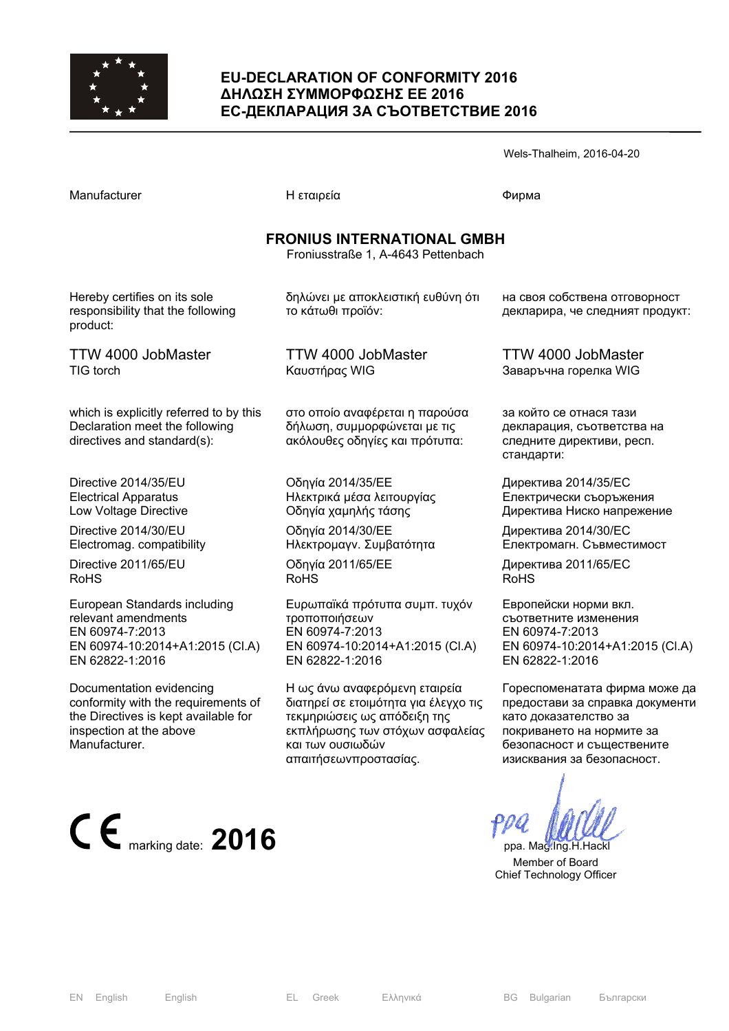# EU-DECLARATION OF CONFORMITY 2016
# ΔΗΛΩΣΗ ΣΥΜΜΟΡΦΩΣΗΣ ΕΕ 2016
# ЕС-ДЕКЛАРАЦИЯ ЗА СЪОТВЕТСТВИЕ 2016

Wels-Thalheim, 2016-04-20

| | | |
|---|---|---|
| Manufacturer | Η εταιρεία | Фирма |

**FRONIUS INTERNATIONAL GMBH**
Froniusstraße 1, A-4643 Pettenbach

| | | |
|---|---|---|
| Hereby certifies on its sole responsibility that the following product: | δηλώνει με αποκλειστική ευθύνη ότι το κάτωθι προϊόν: | на своя собствена отговорност декларира, че следният продукт: |
| TTW 4000 JobMaster<br>TIG torch | TTW 4000 JobMaster<br>Καυστήρας WIG | TTW 4000 JobMaster<br>Заваръчна горелка WIG |
| which is explicitly referred to by this Declaration meet the following directives and standard(s): | στο οποίο αναφέρεται η παρούσα δήλωση, συμμορφώνεται με τις ακόλουθες οδηγίες και πρότυπα: | за който се отнася тази декларация, съответства на следните директиви, респ. стандарти: |
| Directive 2014/35/EU<br>Electrical Apparatus<br>Low Voltage Directive | Οδηγία 2014/35/EE<br>Ηλεκτρικά μέσα λειτουργίας<br>Οδηγία χαμηλής τάσης | Директива 2014/35/ЕС<br>Електрически съоръжения<br>Директива Ниско напрежение |
| Directive 2014/30/EU<br>Electromag. compatibility | Οδηγία 2014/30/EE<br>Ηλεκτρομαγν. Συμβατότητα | Директива 2014/30/ЕС<br>Електромагн. Съвместимост |
| Directive 2011/65/EU<br>RoHS | Οδηγία 2011/65/EE<br>RoHS | Директива 2011/65/ЕС<br>RoHS |
| European Standards including relevant amendments<br>EN 60974-7:2013<br>EN 60974-10:2014+A1:2015 (Cl.A)<br>EN 62822-1:2016 | Ευρωπαϊκά πρότυπα συμπ. τυχόν τροποποιήσεων<br>EN 60974-7:2013<br>EN 60974-10:2014+A1:2015 (Cl.A)<br>EN 62822-1:2016 | Европейски норми вкл. съответните изменения<br>EN 60974-7:2013<br>EN 60974-10:2014+A1:2015 (Cl.A)<br>EN 62822-1:2016 |
| Documentation evidencing conformity with the requirements of the Directives is kept available for inspection at the above Manufacturer. | Η ως άνω αναφερόμενη εταιρεία διατηρεί σε ετοιμότητα για έλεγχο τις τεκμηριώσεις ως απόδειξη της εκπλήρωσης των στόχων ασφαλείας και των ουσιωδών απαιτήσεωνπροστασίας. | Гореспоменатата фирма може да предостави за справка документи като доказателство за покриването на нормите за безопасност и съществените изисквания за безопасност. |

CE marking date: **2016**

ppa. Mag.Ing.H.Hackl
Member of Board
Chief Technology Officer

EN English English EL Greek Ελληνικά BG Bulgarian Български